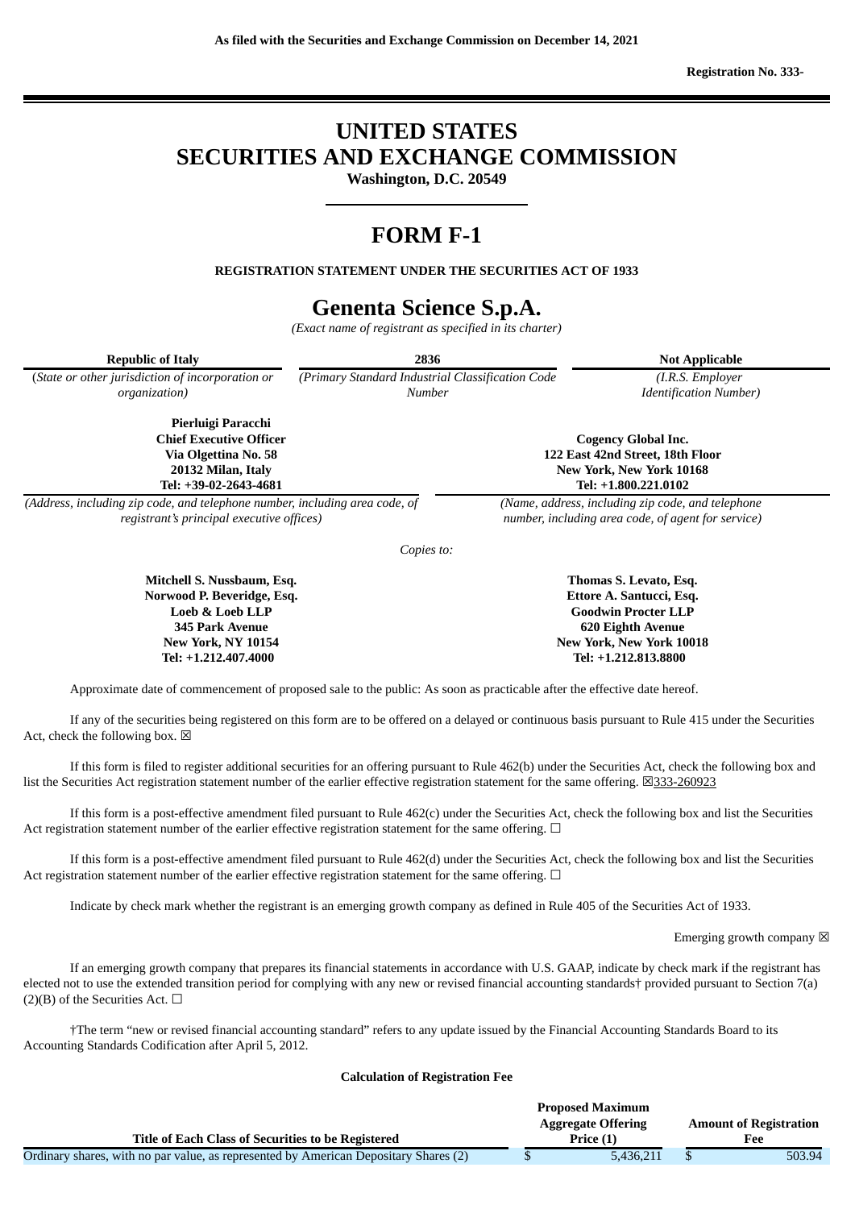**As filed with the Securities and Exchange Commission on December 14, 2021**

**Registration No. 333-**

# UNITED STATES
# SECURITIES AND EXCHANGE COMMISSION

**Washington, D.C. 20549**

# FORM F-1

**REGISTRATION STATEMENT UNDER THE SECURITIES ACT OF 1933**

# Genenta Science S.p.A.

*(Exact name of registrant as specified in its charter)*

| **Republic of Italy** | **2836** | **Not Applicable** |
|---|---|---|
| *(State or other jurisdiction of incorporation or organization)* | *(Primary Standard Industrial Classification Code Number* | *(I.R.S. Employer Identification Number)* |

| | |
|---|---|
| **Pierluigi Paracchi**<br>**Chief Executive Officer**<br>**Via Olgettina No. 58**<br>**20132 Milan, Italy**<br>**Tel: +39-02-2643-4681** | **Cogency Global Inc.**<br>**122 East 42nd Street, 18th Floor**<br>**New York, New York 10168**<br>**Tel: +1.800.221.0102** |
| *(Address, including zip code, and telephone number, including area code, of registrant's principal executive offices)* | *(Name, address, including zip code, and telephone number, including area code, of agent for service)* |

*Copies to:*

| | |
|---|---|
| **Mitchell S. Nussbaum, Esq.**<br>**Norwood P. Beveridge, Esq.**<br>**Loeb & Loeb LLP**<br>**345 Park Avenue**<br>**New York, NY 10154**<br>**Tel: +1.212.407.4000** | **Thomas S. Levato, Esq.**<br>**Ettore A. Santucci, Esq.**<br>**Goodwin Procter LLP**<br>**620 Eighth Avenue**<br>**New York, New York 10018**<br>**Tel: +1.212.813.8800** |

Approximate date of commencement of proposed sale to the public: As soon as practicable after the effective date hereof.

If any of the securities being registered on this form are to be offered on a delayed or continuous basis pursuant to Rule 415 under the Securities Act, check the following box. ☒

If this form is filed to register additional securities for an offering pursuant to Rule 462(b) under the Securities Act, check the following box and list the Securities Act registration statement number of the earlier effective registration statement for the same offering. ☒333-260923

If this form is a post-effective amendment filed pursuant to Rule 462(c) under the Securities Act, check the following box and list the Securities Act registration statement number of the earlier effective registration statement for the same offering. ☐

If this form is a post-effective amendment filed pursuant to Rule 462(d) under the Securities Act, check the following box and list the Securities Act registration statement number of the earlier effective registration statement for the same offering. ☐

Indicate by check mark whether the registrant is an emerging growth company as defined in Rule 405 of the Securities Act of 1933.

Emerging growth company ☒

If an emerging growth company that prepares its financial statements in accordance with U.S. GAAP, indicate by check mark if the registrant has elected not to use the extended transition period for complying with any new or revised financial accounting standards† provided pursuant to Section 7(a)(2)(B) of the Securities Act. ☐

†The term "new or revised financial accounting standard" refers to any update issued by the Financial Accounting Standards Board to its Accounting Standards Codification after April 5, 2012.

**Calculation of Registration Fee**

| Title of Each Class of Securities to be Registered | Proposed Maximum Aggregate Offering Price (1) | Amount of Registration Fee |
|---|---|---|
| Ordinary shares, with no par value, as represented by American Depositary Shares (2) | $ 5,436,211 | $ 503.94 |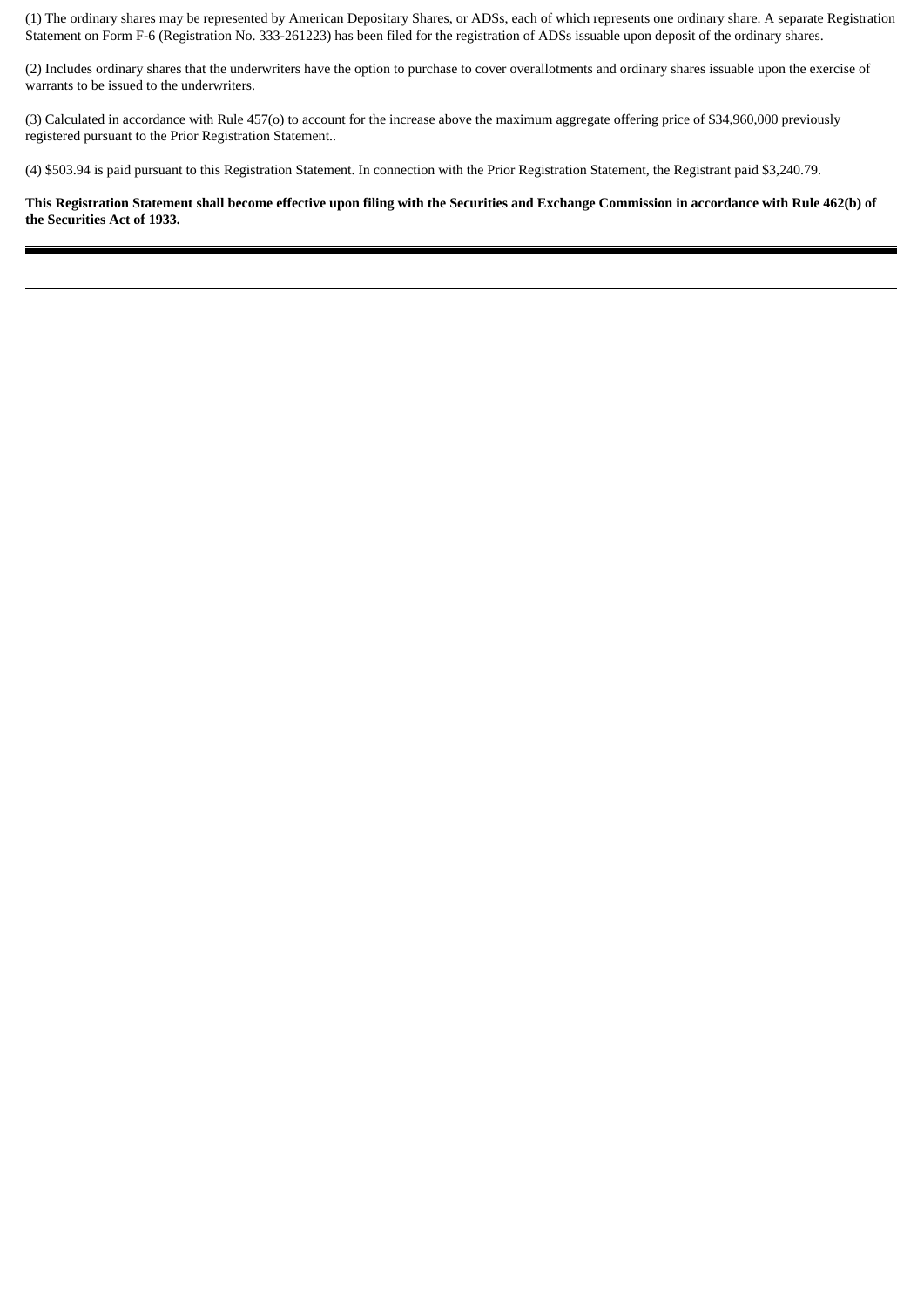(1) The ordinary shares may be represented by American Depositary Shares, or ADSs, each of which represents one ordinary share. A separate Registration Statement on Form F-6 (Registration No. 333-261223) has been filed for the registration of ADSs issuable upon deposit of the ordinary shares.

(2) Includes ordinary shares that the underwriters have the option to purchase to cover overallotments and ordinary shares issuable upon the exercise of warrants to be issued to the underwriters.

(3) Calculated in accordance with Rule 457(o) to account for the increase above the maximum aggregate offering price of $34,960,000 previously registered pursuant to the Prior Registration Statement..

(4) $503.94 is paid pursuant to this Registration Statement. In connection with the Prior Registration Statement, the Registrant paid $3,240.79.

**This Registration Statement shall become effective upon filing with the Securities and Exchange Commission in accordance with Rule 462(b) of the Securities Act of 1933.**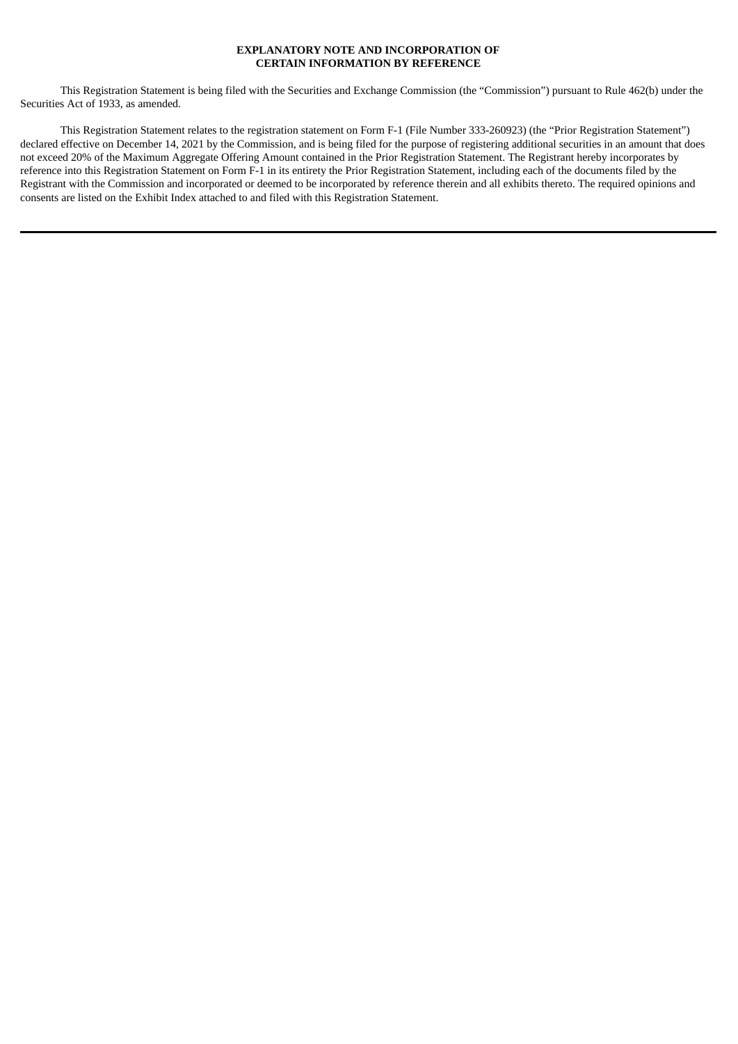## EXPLANATORY NOTE AND INCORPORATION OF CERTAIN INFORMATION BY REFERENCE

This Registration Statement is being filed with the Securities and Exchange Commission (the "Commission") pursuant to Rule 462(b) under the Securities Act of 1933, as amended.

This Registration Statement relates to the registration statement on Form F-1 (File Number 333-260923) (the "Prior Registration Statement") declared effective on December 14, 2021 by the Commission, and is being filed for the purpose of registering additional securities in an amount that does not exceed 20% of the Maximum Aggregate Offering Amount contained in the Prior Registration Statement. The Registrant hereby incorporates by reference into this Registration Statement on Form F-1 in its entirety the Prior Registration Statement, including each of the documents filed by the Registrant with the Commission and incorporated or deemed to be incorporated by reference therein and all exhibits thereto. The required opinions and consents are listed on the Exhibit Index attached to and filed with this Registration Statement.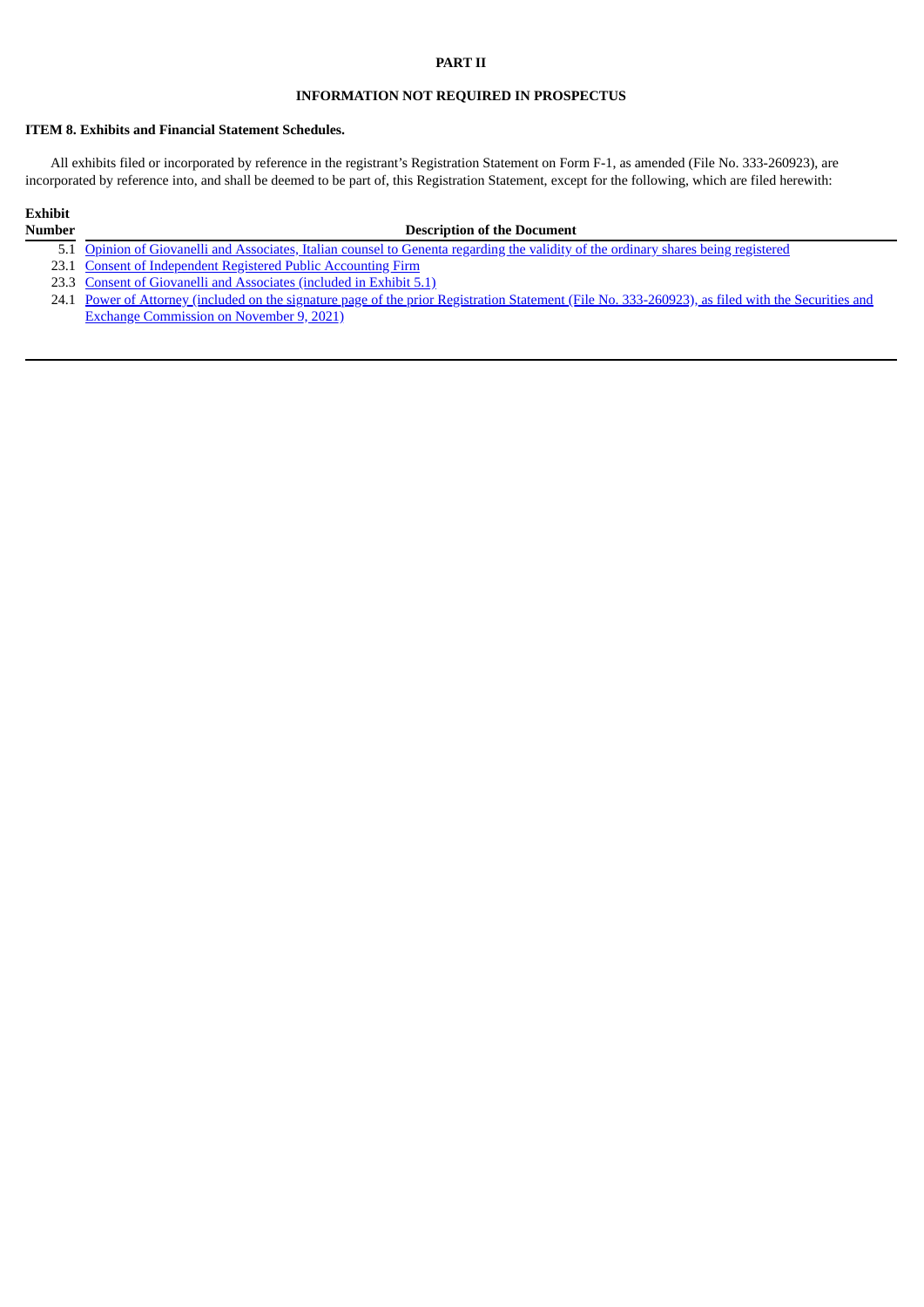**PART II**

**INFORMATION NOT REQUIRED IN PROSPECTUS**

**ITEM 8. Exhibits and Financial Statement Schedules.**

All exhibits filed or incorporated by reference in the registrant's Registration Statement on Form F-1, as amended (File No. 333-260923), are incorporated by reference into, and shall be deemed to be part of, this Registration Statement, except for the following, which are filed herewith:

| Exhibit Number | Description of the Document |
| --- | --- |
| 5.1 | Opinion of Giovanelli and Associates, Italian counsel to Genenta regarding the validity of the ordinary shares being registered |
| 23.1 | Consent of Independent Registered Public Accounting Firm |
| 23.3 | Consent of Giovanelli and Associates (included in Exhibit 5.1) |
| 24.1 | Power of Attorney (included on the signature page of the prior Registration Statement (File No. 333-260923), as filed with the Securities and Exchange Commission on November 9, 2021) |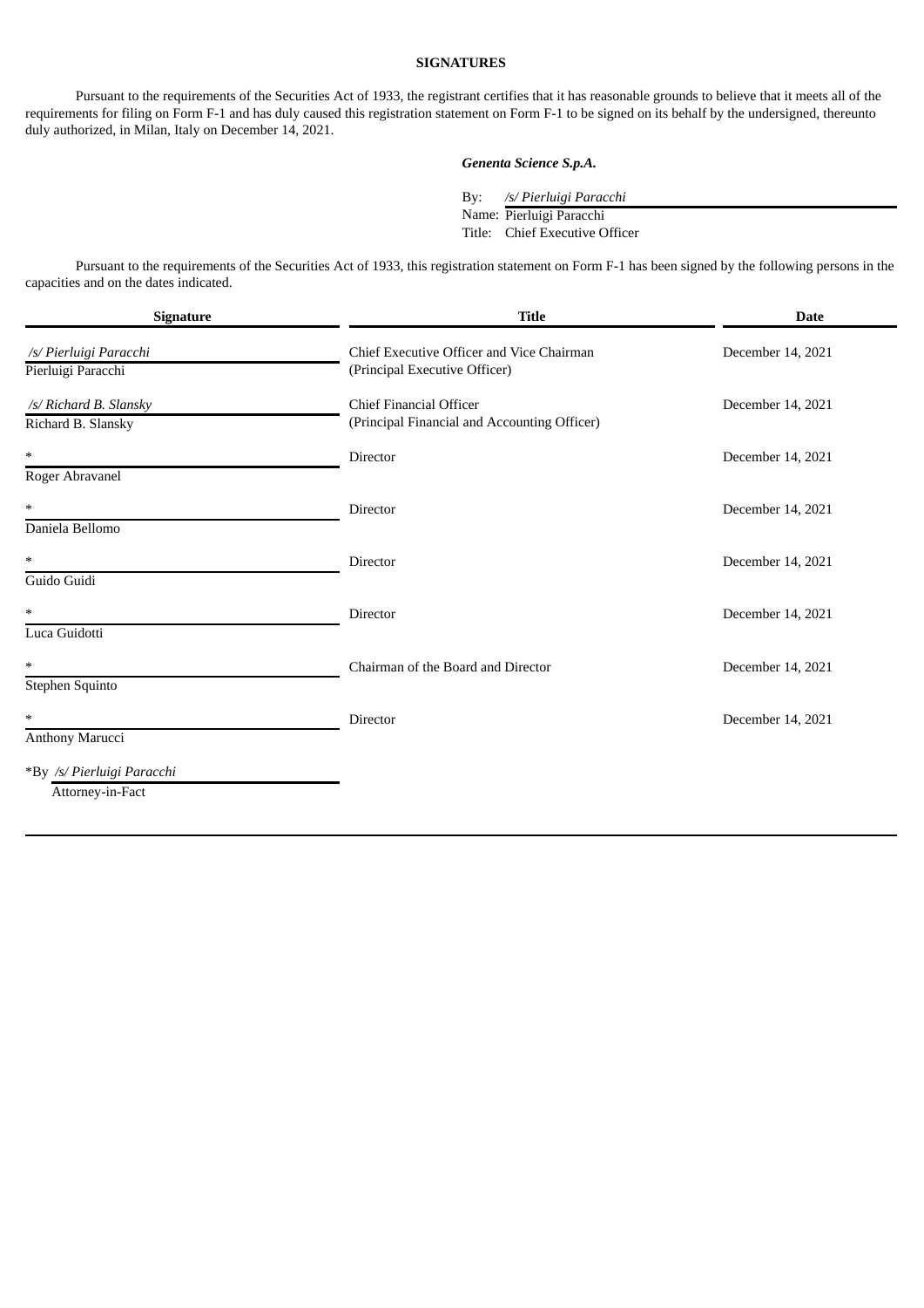## SIGNATURES

Pursuant to the requirements of the Securities Act of 1933, the registrant certifies that it has reasonable grounds to believe that it meets all of the requirements for filing on Form F-1 and has duly caused this registration statement on Form F-1 to be signed on its behalf by the undersigned, thereunto duly authorized, in Milan, Italy on December 14, 2021.

***Genenta Science S.p.A.***

By: */s/ Pierluigi Paracchi*
Name: Pierluigi Paracchi
Title: Chief Executive Officer

Pursuant to the requirements of the Securities Act of 1933, this registration statement on Form F-1 has been signed by the following persons in the capacities and on the dates indicated.

| Signature | Title | Date |
|---|---|---|
| */s/ Pierluigi Paracchi*<br>Pierluigi Paracchi | Chief Executive Officer and Vice Chairman<br>(Principal Executive Officer) | December 14, 2021 |
| */s/ Richard B. Slansky*<br>Richard B. Slansky | Chief Financial Officer<br>(Principal Financial and Accounting Officer) | December 14, 2021 |
| *<br>Roger Abravanel | Director | December 14, 2021 |
| *<br>Daniela Bellomo | Director | December 14, 2021 |
| *<br>Guido Guidi | Director | December 14, 2021 |
| *<br>Luca Guidotti | Director | December 14, 2021 |
| *<br>Stephen Squinto | Chairman of the Board and Director | December 14, 2021 |
| *<br>Anthony Marucci | Director | December 14, 2021 |

*By */s/ Pierluigi Paracchi*
Attorney-in-Fact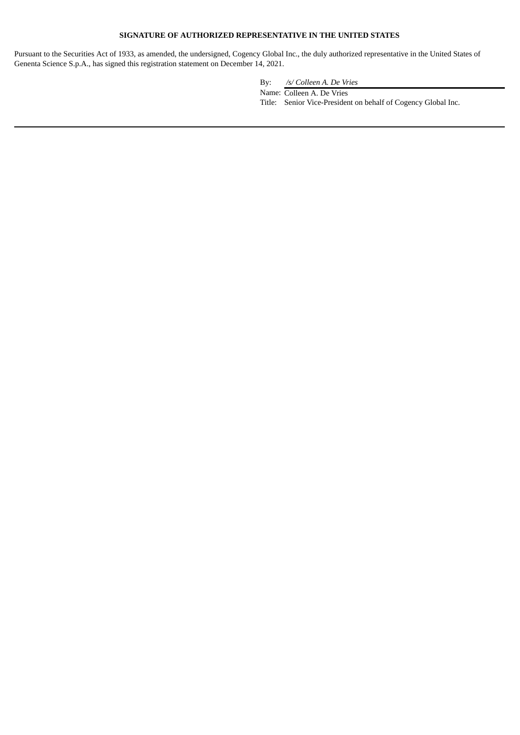**SIGNATURE OF AUTHORIZED REPRESENTATIVE IN THE UNITED STATES**

Pursuant to the Securities Act of 1933, as amended, the undersigned, Cogency Global Inc., the duly authorized representative in the United States of Genenta Science S.p.A., has signed this registration statement on December 14, 2021.

By: */s/ Colleen A. De Vries*

Name: Colleen A. De Vries

Title: Senior Vice-President on behalf of Cogency Global Inc.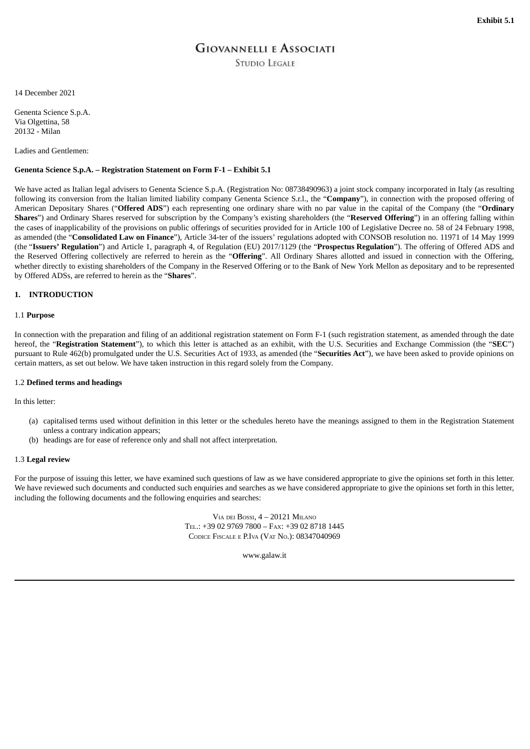**Exhibit 5.1**

# Giovannelli e Associati

Studio Legale

14 December 2021

Genenta Science S.p.A.
Via Olgettina, 58
20132 - Milan

Ladies and Gentlemen:

**Genenta Science S.p.A. – Registration Statement on Form F-1 – Exhibit 5.1**

We have acted as Italian legal advisers to Genenta Science S.p.A. (Registration No: 08738490963) a joint stock company incorporated in Italy (as resulting following its conversion from the Italian limited liability company Genenta Science S.r.l., the "**Company**"), in connection with the proposed offering of American Depositary Shares ("**Offered ADS**") each representing one ordinary share with no par value in the capital of the Company (the "**Ordinary Shares**") and Ordinary Shares reserved for subscription by the Company's existing shareholders (the "**Reserved Offering**") in an offering falling within the cases of inapplicability of the provisions on public offerings of securities provided for in Article 100 of Legislative Decree no. 58 of 24 February 1998, as amended (the "**Consolidated Law on Finance**"), Article 34-ter of the issuers' regulations adopted with CONSOB resolution no. 11971 of 14 May 1999 (the "**Issuers' Regulation**") and Article 1, paragraph 4, of Regulation (EU) 2017/1129 (the "**Prospectus Regulation**"). The offering of Offered ADS and the Reserved Offering collectively are referred to herein as the "**Offering**". All Ordinary Shares allotted and issued in connection with the Offering, whether directly to existing shareholders of the Company in the Reserved Offering or to the Bank of New York Mellon as depositary and to be represented by Offered ADSs, are referred to herein as the "**Shares**".

## 1. INTRODUCTION

### 1.1 Purpose

In connection with the preparation and filing of an additional registration statement on Form F-1 (such registration statement, as amended through the date hereof, the "**Registration Statement**"), to which this letter is attached as an exhibit, with the U.S. Securities and Exchange Commission (the "**SEC**") pursuant to Rule 462(b) promulgated under the U.S. Securities Act of 1933, as amended (the "**Securities Act**"), we have been asked to provide opinions on certain matters, as set out below. We have taken instruction in this regard solely from the Company.

### 1.2 Defined terms and headings

In this letter:

(a) capitalised terms used without definition in this letter or the schedules hereto have the meanings assigned to them in the Registration Statement unless a contrary indication appears;

(b) headings are for ease of reference only and shall not affect interpretation.

### 1.3 Legal review

For the purpose of issuing this letter, we have examined such questions of law as we have considered appropriate to give the opinions set forth in this letter. We have reviewed such documents and conducted such enquiries and searches as we have considered appropriate to give the opinions set forth in this letter, including the following documents and the following enquiries and searches:

Via dei Bossi, 4 – 20121 Milano
Tel.: +39 02 9769 7800 – Fax: +39 02 8718 1445
Codice Fiscale e P.Iva (Vat No.): 08347040969

www.galaw.it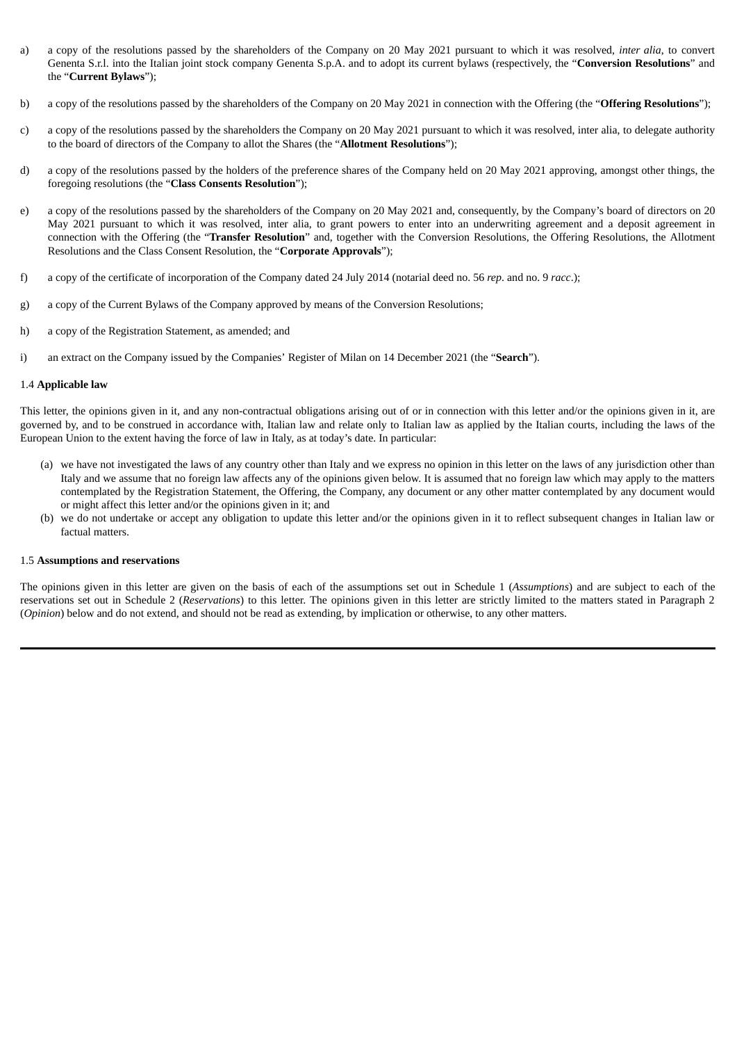a) a copy of the resolutions passed by the shareholders of the Company on 20 May 2021 pursuant to which it was resolved, *inter alia*, to convert Genenta S.r.l. into the Italian joint stock company Genenta S.p.A. and to adopt its current bylaws (respectively, the "**Conversion Resolutions**" and the "**Current Bylaws**");

b) a copy of the resolutions passed by the shareholders of the Company on 20 May 2021 in connection with the Offering (the "**Offering Resolutions**");

c) a copy of the resolutions passed by the shareholders the Company on 20 May 2021 pursuant to which it was resolved, inter alia, to delegate authority to the board of directors of the Company to allot the Shares (the "**Allotment Resolutions**");

d) a copy of the resolutions passed by the holders of the preference shares of the Company held on 20 May 2021 approving, amongst other things, the foregoing resolutions (the "**Class Consents Resolution**");

e) a copy of the resolutions passed by the shareholders of the Company on 20 May 2021 and, consequently, by the Company's board of directors on 20 May 2021 pursuant to which it was resolved, inter alia, to grant powers to enter into an underwriting agreement and a deposit agreement in connection with the Offering (the "**Transfer Resolution**" and, together with the Conversion Resolutions, the Offering Resolutions, the Allotment Resolutions and the Class Consent Resolution, the "**Corporate Approvals**");

f) a copy of the certificate of incorporation of the Company dated 24 July 2014 (notarial deed no. 56 *rep*. and no. 9 *racc*.);

g) a copy of the Current Bylaws of the Company approved by means of the Conversion Resolutions;

h) a copy of the Registration Statement, as amended; and

i) an extract on the Company issued by the Companies' Register of Milan on 14 December 2021 (the "**Search**").

1.4 **Applicable law**

This letter, the opinions given in it, and any non-contractual obligations arising out of or in connection with this letter and/or the opinions given in it, are governed by, and to be construed in accordance with, Italian law and relate only to Italian law as applied by the Italian courts, including the laws of the European Union to the extent having the force of law in Italy, as at today's date. In particular:

(a) we have not investigated the laws of any country other than Italy and we express no opinion in this letter on the laws of any jurisdiction other than Italy and we assume that no foreign law affects any of the opinions given below. It is assumed that no foreign law which may apply to the matters contemplated by the Registration Statement, the Offering, the Company, any document or any other matter contemplated by any document would or might affect this letter and/or the opinions given in it; and

(b) we do not undertake or accept any obligation to update this letter and/or the opinions given in it to reflect subsequent changes in Italian law or factual matters.

1.5 **Assumptions and reservations**

The opinions given in this letter are given on the basis of each of the assumptions set out in Schedule 1 (*Assumptions*) and are subject to each of the reservations set out in Schedule 2 (*Reservations*) to this letter. The opinions given in this letter are strictly limited to the matters stated in Paragraph 2 (*Opinion*) below and do not extend, and should not be read as extending, by implication or otherwise, to any other matters.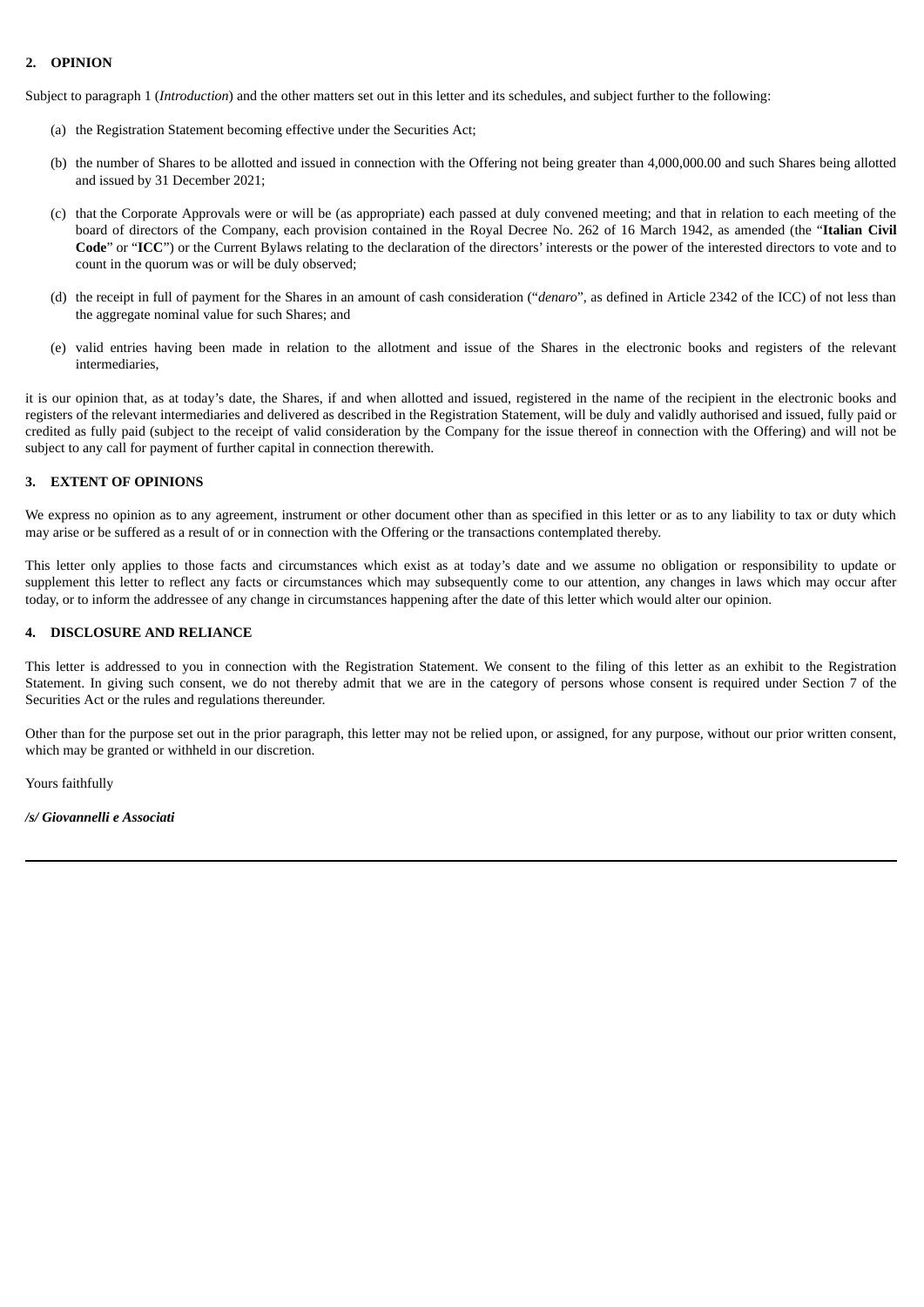## 2. OPINION

Subject to paragraph 1 (*Introduction*) and the other matters set out in this letter and its schedules, and subject further to the following:

(a) the Registration Statement becoming effective under the Securities Act;

(b) the number of Shares to be allotted and issued in connection with the Offering not being greater than 4,000,000.00 and such Shares being allotted and issued by 31 December 2021;

(c) that the Corporate Approvals were or will be (as appropriate) each passed at duly convened meeting; and that in relation to each meeting of the board of directors of the Company, each provision contained in the Royal Decree No. 262 of 16 March 1942, as amended (the "**Italian Civil Code**" or "**ICC**") or the Current Bylaws relating to the declaration of the directors' interests or the power of the interested directors to vote and to count in the quorum was or will be duly observed;

(d) the receipt in full of payment for the Shares in an amount of cash consideration ("*denaro*", as defined in Article 2342 of the ICC) of not less than the aggregate nominal value for such Shares; and

(e) valid entries having been made in relation to the allotment and issue of the Shares in the electronic books and registers of the relevant intermediaries,

it is our opinion that, as at today's date, the Shares, if and when allotted and issued, registered in the name of the recipient in the electronic books and registers of the relevant intermediaries and delivered as described in the Registration Statement, will be duly and validly authorised and issued, fully paid or credited as fully paid (subject to the receipt of valid consideration by the Company for the issue thereof in connection with the Offering) and will not be subject to any call for payment of further capital in connection therewith.

## 3. EXTENT OF OPINIONS

We express no opinion as to any agreement, instrument or other document other than as specified in this letter or as to any liability to tax or duty which may arise or be suffered as a result of or in connection with the Offering or the transactions contemplated thereby.

This letter only applies to those facts and circumstances which exist as at today's date and we assume no obligation or responsibility to update or supplement this letter to reflect any facts or circumstances which may subsequently come to our attention, any changes in laws which may occur after today, or to inform the addressee of any change in circumstances happening after the date of this letter which would alter our opinion.

## 4. DISCLOSURE AND RELIANCE

This letter is addressed to you in connection with the Registration Statement. We consent to the filing of this letter as an exhibit to the Registration Statement. In giving such consent, we do not thereby admit that we are in the category of persons whose consent is required under Section 7 of the Securities Act or the rules and regulations thereunder.

Other than for the purpose set out in the prior paragraph, this letter may not be relied upon, or assigned, for any purpose, without our prior written consent, which may be granted or withheld in our discretion.

Yours faithfully

***/s/ Giovannelli e Associati***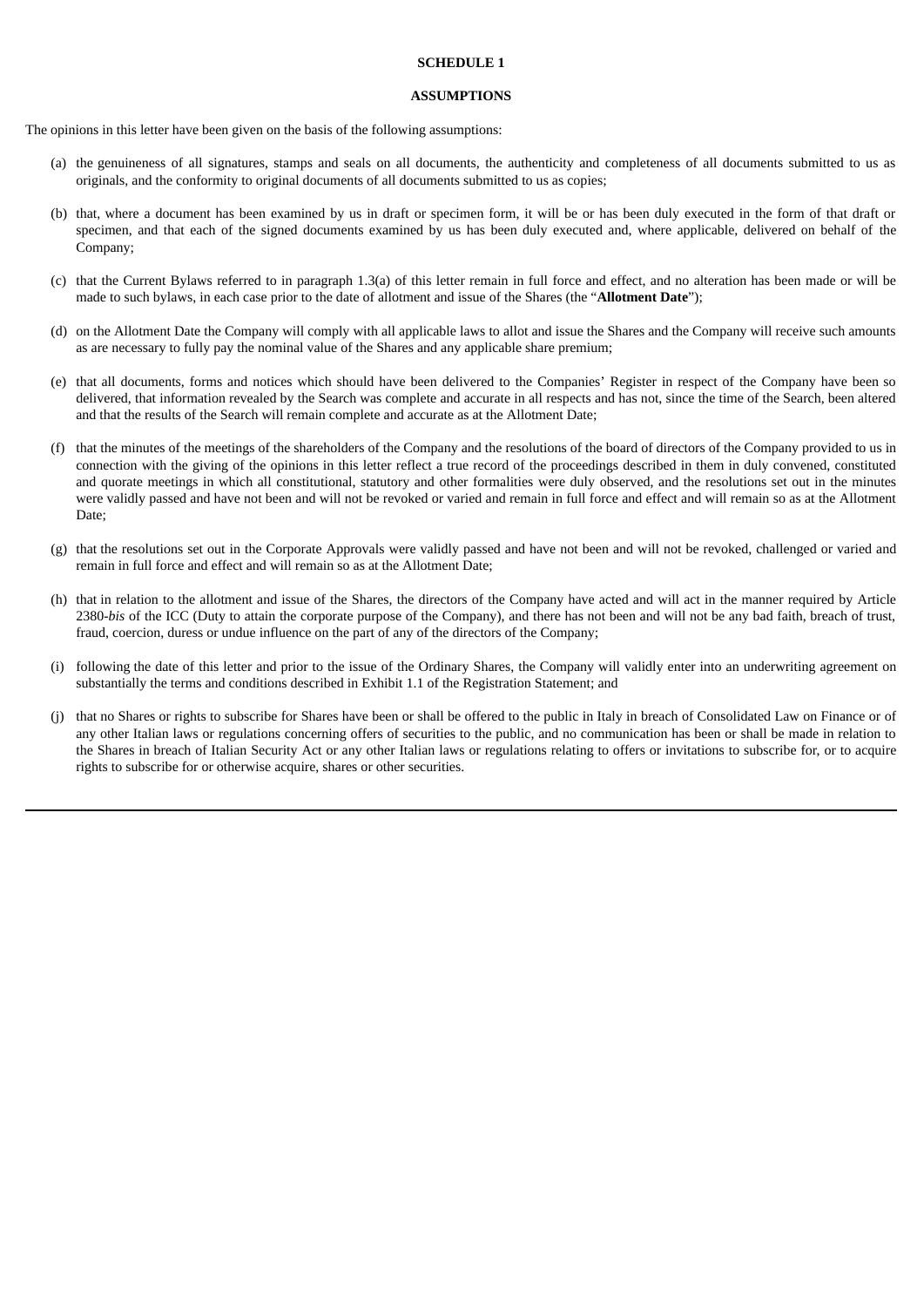**SCHEDULE 1**

**ASSUMPTIONS**

The opinions in this letter have been given on the basis of the following assumptions:

(a) the genuineness of all signatures, stamps and seals on all documents, the authenticity and completeness of all documents submitted to us as originals, and the conformity to original documents of all documents submitted to us as copies;

(b) that, where a document has been examined by us in draft or specimen form, it will be or has been duly executed in the form of that draft or specimen, and that each of the signed documents examined by us has been duly executed and, where applicable, delivered on behalf of the Company;

(c) that the Current Bylaws referred to in paragraph 1.3(a) of this letter remain in full force and effect, and no alteration has been made or will be made to such bylaws, in each case prior to the date of allotment and issue of the Shares (the "**Allotment Date**");

(d) on the Allotment Date the Company will comply with all applicable laws to allot and issue the Shares and the Company will receive such amounts as are necessary to fully pay the nominal value of the Shares and any applicable share premium;

(e) that all documents, forms and notices which should have been delivered to the Companies' Register in respect of the Company have been so delivered, that information revealed by the Search was complete and accurate in all respects and has not, since the time of the Search, been altered and that the results of the Search will remain complete and accurate as at the Allotment Date;

(f) that the minutes of the meetings of the shareholders of the Company and the resolutions of the board of directors of the Company provided to us in connection with the giving of the opinions in this letter reflect a true record of the proceedings described in them in duly convened, constituted and quorate meetings in which all constitutional, statutory and other formalities were duly observed, and the resolutions set out in the minutes were validly passed and have not been and will not be revoked or varied and remain in full force and effect and will remain so as at the Allotment Date;

(g) that the resolutions set out in the Corporate Approvals were validly passed and have not been and will not be revoked, challenged or varied and remain in full force and effect and will remain so as at the Allotment Date;

(h) that in relation to the allotment and issue of the Shares, the directors of the Company have acted and will act in the manner required by Article 2380-*bis* of the ICC (Duty to attain the corporate purpose of the Company), and there has not been and will not be any bad faith, breach of trust, fraud, coercion, duress or undue influence on the part of any of the directors of the Company;

(i) following the date of this letter and prior to the issue of the Ordinary Shares, the Company will validly enter into an underwriting agreement on substantially the terms and conditions described in Exhibit 1.1 of the Registration Statement; and

(j) that no Shares or rights to subscribe for Shares have been or shall be offered to the public in Italy in breach of Consolidated Law on Finance or of any other Italian laws or regulations concerning offers of securities to the public, and no communication has been or shall be made in relation to the Shares in breach of Italian Security Act or any other Italian laws or regulations relating to offers or invitations to subscribe for, or to acquire rights to subscribe for or otherwise acquire, shares or other securities.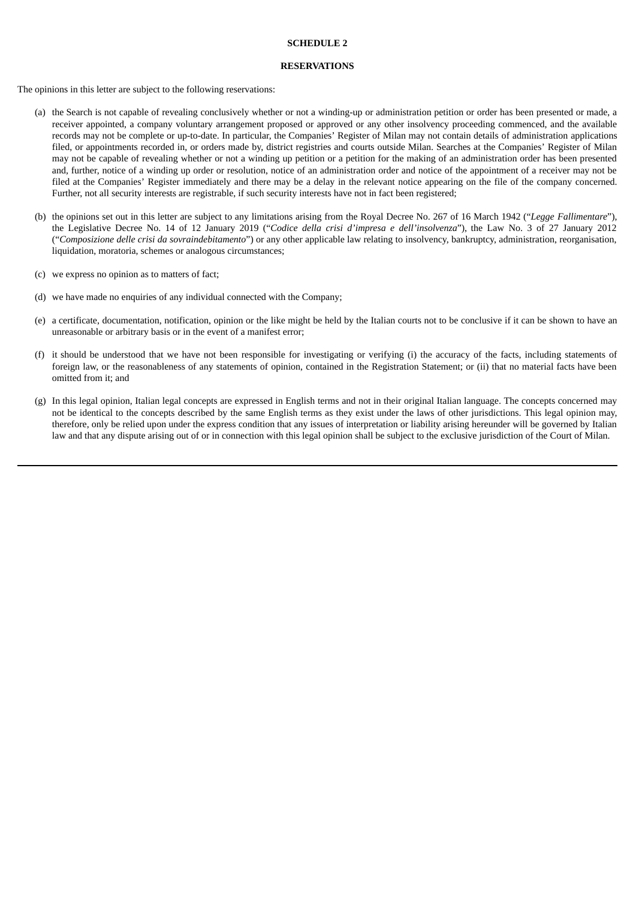**SCHEDULE 2**

**RESERVATIONS**

The opinions in this letter are subject to the following reservations:

(a) the Search is not capable of revealing conclusively whether or not a winding-up or administration petition or order has been presented or made, a receiver appointed, a company voluntary arrangement proposed or approved or any other insolvency proceeding commenced, and the available records may not be complete or up-to-date. In particular, the Companies' Register of Milan may not contain details of administration applications filed, or appointments recorded in, or orders made by, district registries and courts outside Milan. Searches at the Companies' Register of Milan may not be capable of revealing whether or not a winding up petition or a petition for the making of an administration order has been presented and, further, notice of a winding up order or resolution, notice of an administration order and notice of the appointment of a receiver may not be filed at the Companies' Register immediately and there may be a delay in the relevant notice appearing on the file of the company concerned. Further, not all security interests are registrable, if such security interests have not in fact been registered;

(b) the opinions set out in this letter are subject to any limitations arising from the Royal Decree No. 267 of 16 March 1942 ("*Legge Fallimentare*"), the Legislative Decree No. 14 of 12 January 2019 ("*Codice della crisi d'impresa e dell'insolvenza*"), the Law No. 3 of 27 January 2012 ("*Composizione delle crisi da sovraindebitamento*") or any other applicable law relating to insolvency, bankruptcy, administration, reorganisation, liquidation, moratoria, schemes or analogous circumstances;

(c) we express no opinion as to matters of fact;

(d) we have made no enquiries of any individual connected with the Company;

(e) a certificate, documentation, notification, opinion or the like might be held by the Italian courts not to be conclusive if it can be shown to have an unreasonable or arbitrary basis or in the event of a manifest error;

(f) it should be understood that we have not been responsible for investigating or verifying (i) the accuracy of the facts, including statements of foreign law, or the reasonableness of any statements of opinion, contained in the Registration Statement; or (ii) that no material facts have been omitted from it; and

(g) In this legal opinion, Italian legal concepts are expressed in English terms and not in their original Italian language. The concepts concerned may not be identical to the concepts described by the same English terms as they exist under the laws of other jurisdictions. This legal opinion may, therefore, only be relied upon under the express condition that any issues of interpretation or liability arising hereunder will be governed by Italian law and that any dispute arising out of or in connection with this legal opinion shall be subject to the exclusive jurisdiction of the Court of Milan.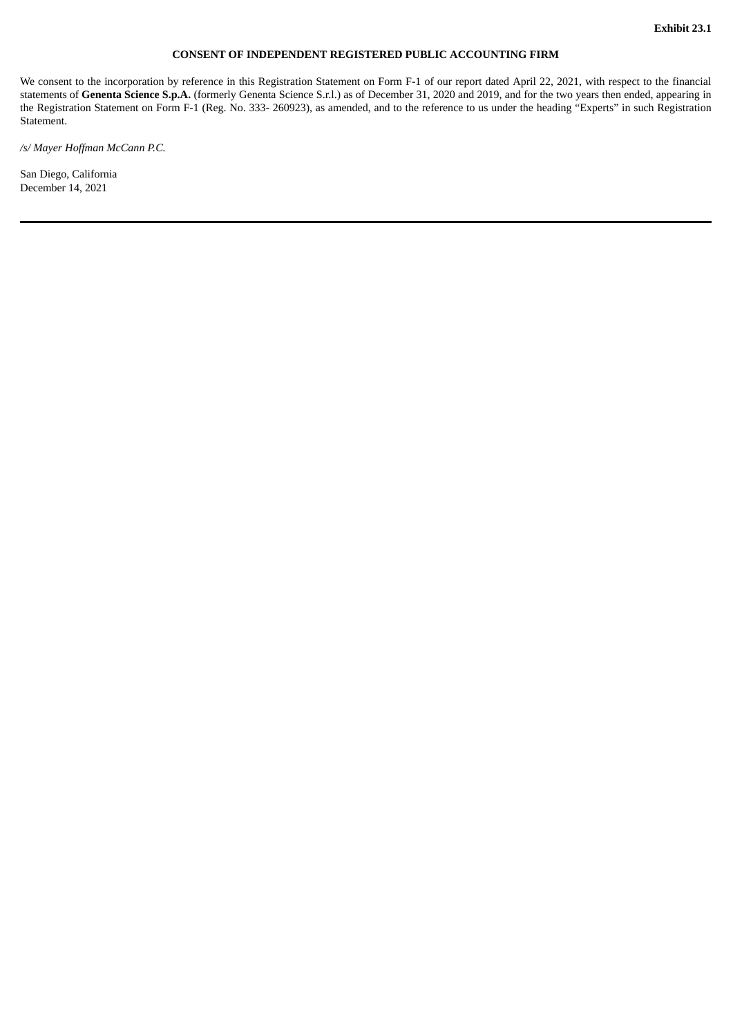**Exhibit 23.1**

**CONSENT OF INDEPENDENT REGISTERED PUBLIC ACCOUNTING FIRM**

We consent to the incorporation by reference in this Registration Statement on Form F-1 of our report dated April 22, 2021, with respect to the financial statements of **Genenta Science S.p.A.** (formerly Genenta Science S.r.l.) as of December 31, 2020 and 2019, and for the two years then ended, appearing in the Registration Statement on Form F-1 (Reg. No. 333- 260923), as amended, and to the reference to us under the heading "Experts" in such Registration Statement.

*/s/ Mayer Hoffman McCann P.C.*

San Diego, California
December 14, 2021